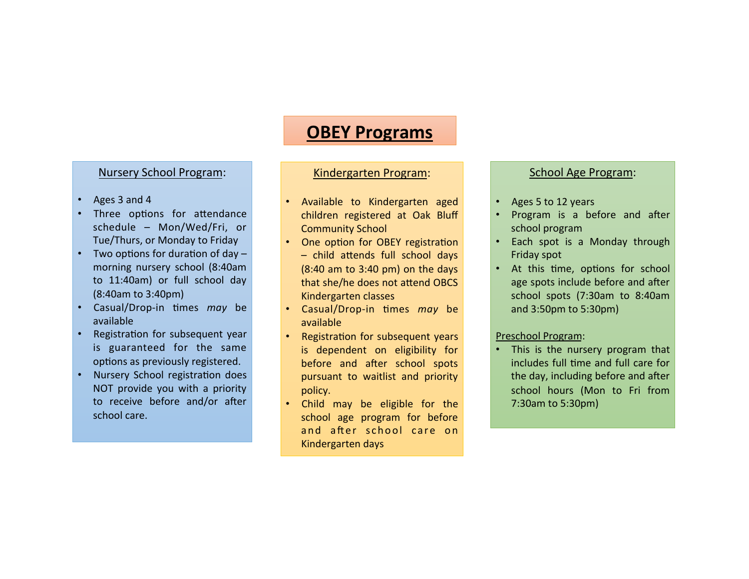# OBEY Programs

## Nursery School Program:

- Ages 3 and 4
- Three options for attendance schedule – Mon/Wed/Fri, or Tue/Thurs, or Monday to Friday
- Two options for duration of day – morning nursery school (8:40am to 11:40am) or full school day (8:40am to 3:40pm)
- Casual/Drop-in times *may* be available
- Registration for subsequent year is guaranteed for the same options as previously registered.
- Nursery School registration does NOT provide you with a priority to receive before and/or after school care.

## Kindergarten Program:

- Available to Kindergarten aged children registered at Oak Bluff Community School
- One option for OBEY registration – child attends full school days (8:40 am to 3:40 pm) on the days that she/he does not attend OBCS Kindergarten classes
- Casual/Drop-in times *may* be available
- Registration for subsequent years is dependent on eligibility for before and after school spots pursuant to waitlist and priority policy.
- Child may be eligible for the school age program for before and after school care on Kindergarten days

## School Age Program:

- Ages 5 to 12 years
- Program is a before and after school program
- Each spot is a Monday through Friday spot
- At this time, options for school age spots include before and after school spots (7:30am to 8:40am and 3:50pm to 5:30pm)

### Preschool Program:

- This is the nursery program that includes full time and full care for the day, including before and after school hours (Mon to Fri from 7:30am to 5:30pm)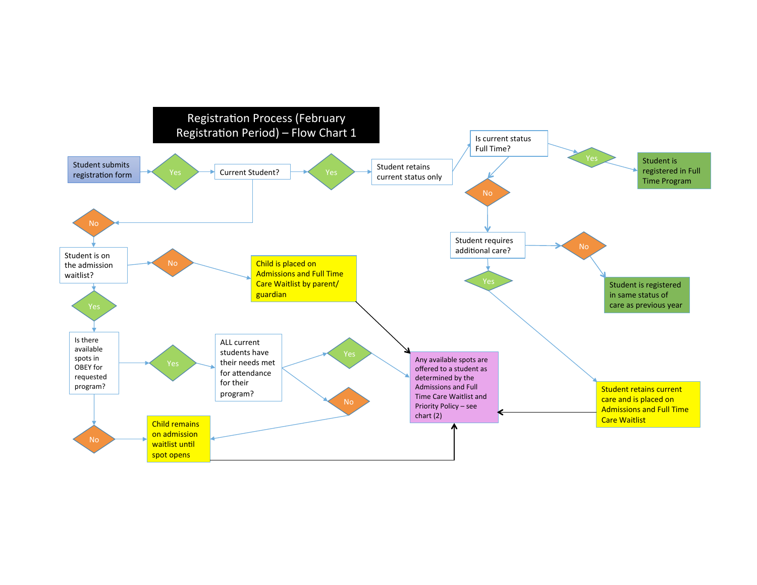# Registration Process (February Registration Period) – Flow Chart 1

- **Student submits registration form** → Yes → **Current Student?**
  - Yes → **Student retains current status only** → **Is current status Full Time?**
    - Yes → **Student is registered in Full Time Program**
    - No → **Student requires additional care?**
      - No → **Student is registered in same status of care as previous year**
      - Yes → **Student retains current care and is placed on Admissions and Full Time Care Waitlist** → **Any available spots are offered to a student as determined by the Admissions and Full Time Care Waitlist and Priority Policy – see chart (2)**
  - No → **Student is on the admission waitlist?**
    - No → **Child is placed on Admissions and Full Time Care Waitlist by parent/ guardian** → **Any available spots are offered to a student as determined by the Admissions and Full Time Care Waitlist and Priority Policy – see chart (2)**
    - Yes → **Is there available spots in OBEY for requested program?**
      - Yes → **ALL current students have their needs met for attendance for their program?**
        - Yes → **Any available spots are offered to a student as determined by the Admissions and Full Time Care Waitlist and Priority Policy – see chart (2)**
        - No → **Child remains on admission waitlist until spot opens**
      - No → **Child remains on admission waitlist until spot opens** → **Any available spots are offered to a student as determined by the Admissions and Full Time Care Waitlist and Priority Policy – see chart (2)**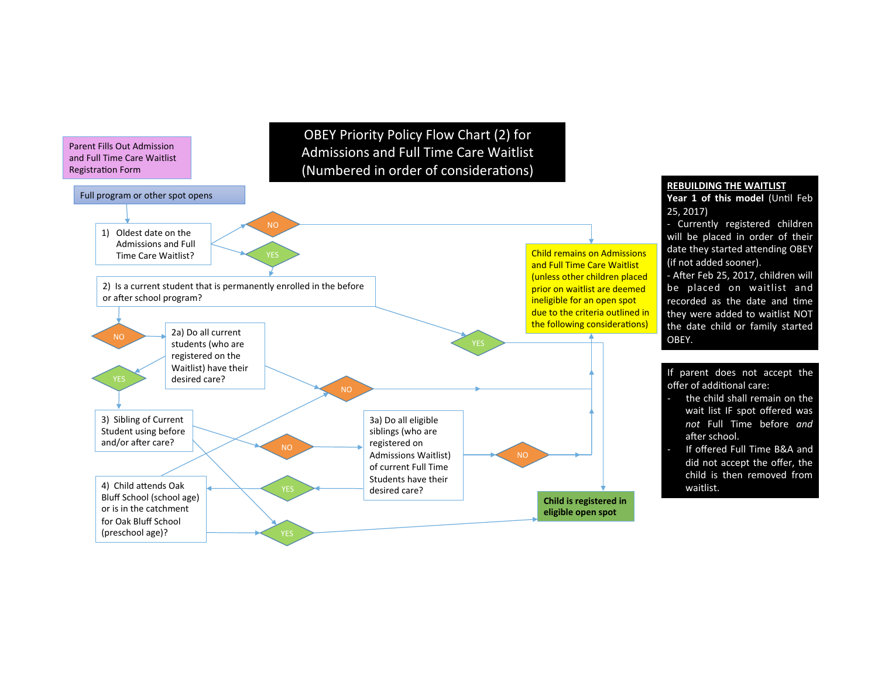# OBEY Priority Policy Flow Chart (2) for Admissions and Full Time Care Waitlist (Numbered in order of considerations)

Parent Fills Out Admission and Full Time Care Waitlist Registration Form

Full program or other spot opens

1) Oldest date on the Admissions and Full Time Care Waitlist?

NO

YES

2) Is a current student that is permanently enrolled in the before or after school program?

NO

YES

2a) Do all current students (who are registered on the Waitlist) have their desired care?

YES

NO

3) Sibling of Current Student using before and/or after care?

NO

3a) Do all eligible siblings (who are registered on Admissions Waitlist) of current Full Time Students have their desired care?

NO

YES

4) Child attends Oak Bluff School (school age) or is in the catchment for Oak Bluff School (preschool age)?

YES

Child remains on Admissions and Full Time Care Waitlist (unless other children placed prior on waitlist are deemed ineligible for an open spot due to the criteria outlined in the following considerations)

Child is registered in eligible open spot

**REBUILDING THE WAITLIST**

**Year 1 of this model** (Until Feb 25, 2017)

- Currently registered children will be placed in order of their date they started attending OBEY (if not added sooner).
- After Feb 25, 2017, children will be placed on waitlist and recorded as the date and time they were added to waitlist NOT the date child or family started OBEY.

If parent does not accept the offer of additional care:

- the child shall remain on the wait list IF spot offered was *not* Full Time before *and* after school.
- If offered Full Time B&A and did not accept the offer, the child is then removed from waitlist.